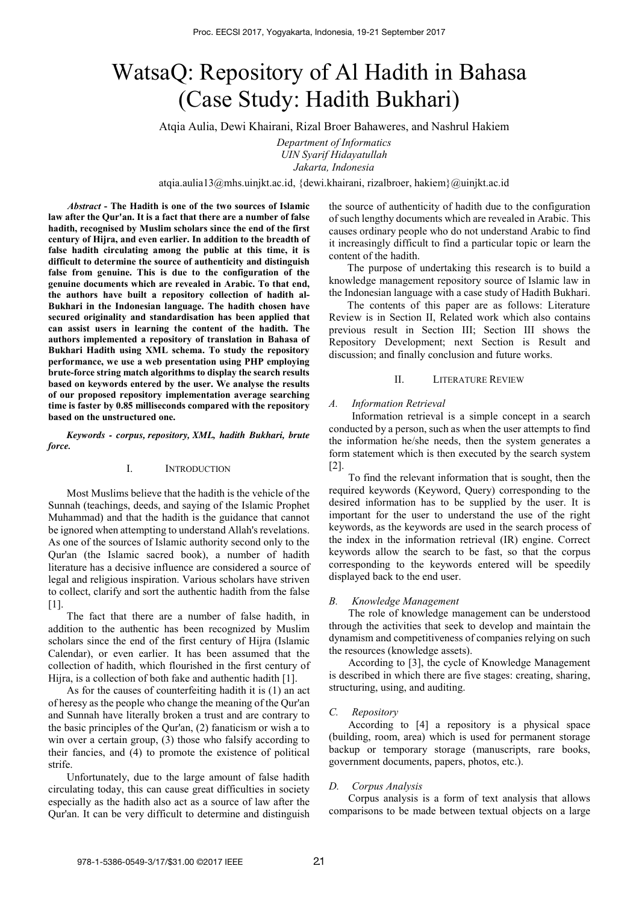# WatsaQ: Repository of Al Hadith in Bahasa (Case Study: Hadith Bukhari)

Atqia Aulia, Dewi Khairani, Rizal Broer Bahaweres, and Nashrul Hakiem

*Department of Informatics*
*UIN Syarif Hidayatullah*
*Jakarta, Indonesia*

atqia.aulia13@mhs.uinjkt.ac.id, {dewi.khairani, rizalbroer, hakiem}@uinjkt.ac.id

***Abstract* - The Hadith is one of the two sources of Islamic law after the Qur'an. It is a fact that there are a number of false hadith, recognised by Muslim scholars since the end of the first century of Hijra, and even earlier. In addition to the breadth of false hadith circulating among the public at this time, it is difficult to determine the source of authenticity and distinguish false from genuine. This is due to the configuration of the genuine documents which are revealed in Arabic. To that end, the authors have built a repository collection of hadith al-Bukhari in the Indonesian language. The hadith chosen have secured originality and standardisation has been applied that can assist users in learning the content of the hadith. The authors implemented a repository of translation in Bahasa of Bukhari Hadith using XML schema. To study the repository performance, we use a web presentation using PHP employing brute-force string match algorithms to display the search results based on keywords entered by the user. We analyse the results of our proposed repository implementation average searching time is faster by 0.85 milliseconds compared with the repository based on the unstructured one.**

***Keywords - corpus, repository, XML, hadith Bukhari, brute force.***

## I. Introduction

Most Muslims believe that the hadith is the vehicle of the Sunnah (teachings, deeds, and saying of the Islamic Prophet Muhammad) and that the hadith is the guidance that cannot be ignored when attempting to understand Allah's revelations. As one of the sources of Islamic authority second only to the Qur'an (the Islamic sacred book), a number of hadith literature has a decisive influence are considered a source of legal and religious inspiration. Various scholars have striven to collect, clarify and sort the authentic hadith from the false [1].

The fact that there are a number of false hadith, in addition to the authentic has been recognized by Muslim scholars since the end of the first century of Hijra (Islamic Calendar), or even earlier. It has been assumed that the collection of hadith, which flourished in the first century of Hijra, is a collection of both fake and authentic hadith [1].

As for the causes of counterfeiting hadith it is (1) an act of heresy as the people who change the meaning of the Qur'an and Sunnah have literally broken a trust and are contrary to the basic principles of the Qur'an, (2) fanaticism or wish a to win over a certain group, (3) those who falsify according to their fancies, and (4) to promote the existence of political strife.

Unfortunately, due to the large amount of false hadith circulating today, this can cause great difficulties in society especially as the hadith also act as a source of law after the Qur'an. It can be very difficult to determine and distinguish the source of authenticity of hadith due to the configuration of such lengthy documents which are revealed in Arabic. This causes ordinary people who do not understand Arabic to find it increasingly difficult to find a particular topic or learn the content of the hadith.

The purpose of undertaking this research is to build a knowledge management repository source of Islamic law in the Indonesian language with a case study of Hadith Bukhari.

The contents of this paper are as follows: Literature Review is in Section II, Related work which also contains previous result in Section III; Section III shows the Repository Development; next Section is Result and discussion; and finally conclusion and future works.

## II. Literature Review

### *A. Information Retrieval*

Information retrieval is a simple concept in a search conducted by a person, such as when the user attempts to find the information he/she needs, then the system generates a form statement which is then executed by the search system [2].

To find the relevant information that is sought, then the required keywords (Keyword, Query) corresponding to the desired information has to be supplied by the user. It is important for the user to understand the use of the right keywords, as the keywords are used in the search process of the index in the information retrieval (IR) engine. Correct keywords allow the search to be fast, so that the corpus corresponding to the keywords entered will be speedily displayed back to the end user.

### *B. Knowledge Management*

The role of knowledge management can be understood through the activities that seek to develop and maintain the dynamism and competitiveness of companies relying on such the resources (knowledge assets).

According to [3], the cycle of Knowledge Management is described in which there are five stages: creating, sharing, structuring, using, and auditing.

### *C. Repository*

According to [4] a repository is a physical space (building, room, area) which is used for permanent storage backup or temporary storage (manuscripts, rare books, government documents, papers, photos, etc.).

### *D. Corpus Analysis*

Corpus analysis is a form of text analysis that allows comparisons to be made between textual objects on a large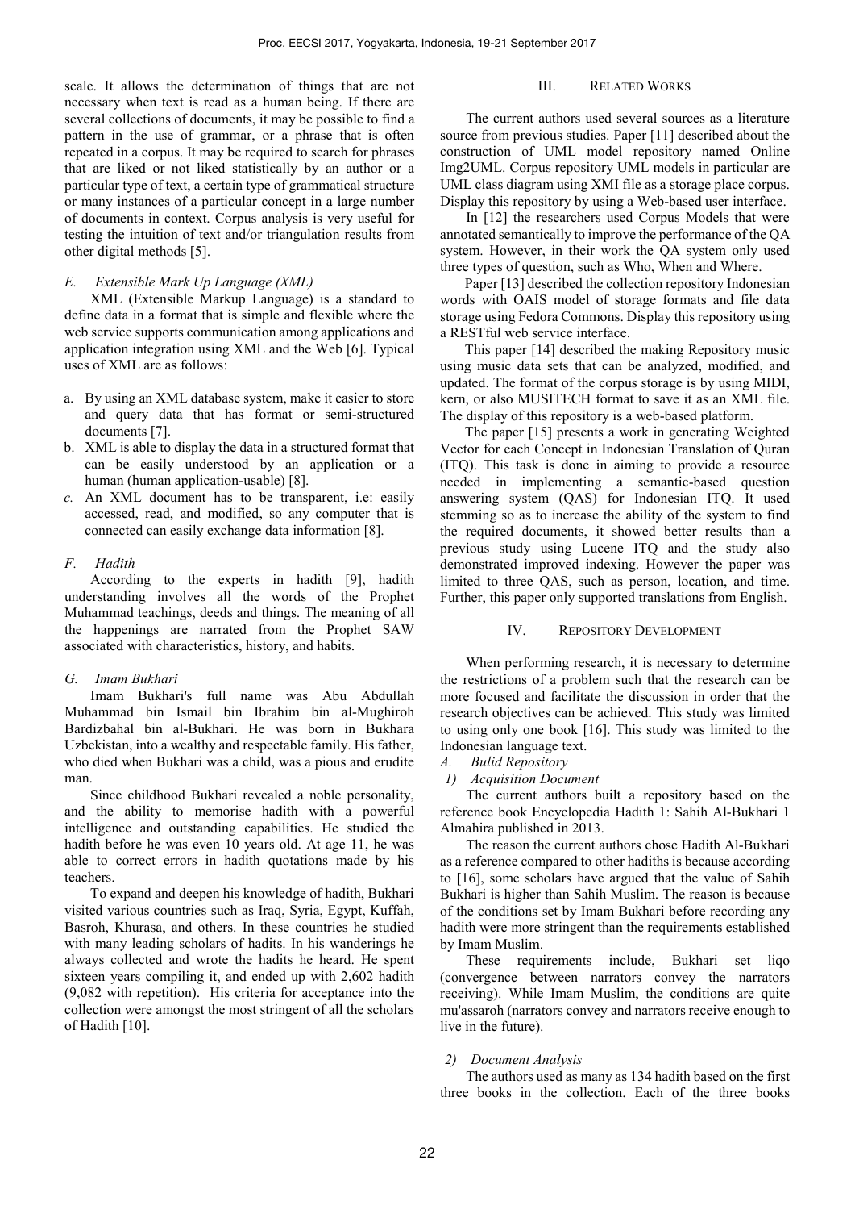scale. It allows the determination of things that are not necessary when text is read as a human being. If there are several collections of documents, it may be possible to find a pattern in the use of grammar, or a phrase that is often repeated in a corpus. It may be required to search for phrases that are liked or not liked statistically by an author or a particular type of text, a certain type of grammatical structure or many instances of a particular concept in a large number of documents in context. Corpus analysis is very useful for testing the intuition of text and/or triangulation results from other digital methods [5].

### *E. Extensible Mark Up Language (XML)*

XML (Extensible Markup Language) is a standard to define data in a format that is simple and flexible where the web service supports communication among applications and application integration using XML and the Web [6]. Typical uses of XML are as follows:

a. By using an XML database system, make it easier to store and query data that has format or semi-structured documents [7].
b. XML is able to display the data in a structured format that can be easily understood by an application or a human (human application-usable) [8].
c. An XML document has to be transparent, i.e: easily accessed, read, and modified, so any computer that is connected can easily exchange data information [8].

### *F. Hadith*

According to the experts in hadith [9], hadith understanding involves all the words of the Prophet Muhammad teachings, deeds and things. The meaning of all the happenings are narrated from the Prophet SAW associated with characteristics, history, and habits.

### *G. Imam Bukhari*

Imam Bukhari's full name was Abu Abdullah Muhammad bin Ismail bin Ibrahim bin al-Mughiroh Bardizbahal bin al-Bukhari. He was born in Bukhara Uzbekistan, into a wealthy and respectable family. His father, who died when Bukhari was a child, was a pious and erudite man.

Since childhood Bukhari revealed a noble personality, and the ability to memorise hadith with a powerful intelligence and outstanding capabilities. He studied the hadith before he was even 10 years old. At age 11, he was able to correct errors in hadith quotations made by his teachers.

To expand and deepen his knowledge of hadith, Bukhari visited various countries such as Iraq, Syria, Egypt, Kuffah, Basroh, Khurasa, and others. In these countries he studied with many leading scholars of hadits. In his wanderings he always collected and wrote the hadits he heard. He spent sixteen years compiling it, and ended up with 2,602 hadith (9,082 with repetition). His criteria for acceptance into the collection were amongst the most stringent of all the scholars of Hadith [10].

## III. Related Works

The current authors used several sources as a literature source from previous studies. Paper [11] described about the construction of UML model repository named Online Img2UML. Corpus repository UML models in particular are UML class diagram using XMI file as a storage place corpus. Display this repository by using a Web-based user interface.

In [12] the researchers used Corpus Models that were annotated semantically to improve the performance of the QA system. However, in their work the QA system only used three types of question, such as Who, When and Where.

Paper [13] described the collection repository Indonesian words with OAIS model of storage formats and file data storage using Fedora Commons. Display this repository using a RESTful web service interface.

This paper [14] described the making Repository music using music data sets that can be analyzed, modified, and updated. The format of the corpus storage is by using MIDI, kern, or also MUSITECH format to save it as an XML file. The display of this repository is a web-based platform.

The paper [15] presents a work in generating Weighted Vector for each Concept in Indonesian Translation of Quran (ITQ). This task is done in aiming to provide a resource needed in implementing a semantic-based question answering system (QAS) for Indonesian ITQ. It used stemming so as to increase the ability of the system to find the required documents, it showed better results than a previous study using Lucene ITQ and the study also demonstrated improved indexing. However the paper was limited to three QAS, such as person, location, and time. Further, this paper only supported translations from English.

## IV. Repository Development

When performing research, it is necessary to determine the restrictions of a problem such that the research can be more focused and facilitate the discussion in order that the research objectives can be achieved. This study was limited to using only one book [16]. This study was limited to the Indonesian language text.

### *A. Bulid Repository*

#### *1) Acquisition Document*

The current authors built a repository based on the reference book Encyclopedia Hadith 1: Sahih Al-Bukhari 1 Almahira published in 2013.

The reason the current authors chose Hadith Al-Bukhari as a reference compared to other hadiths is because according to [16], some scholars have argued that the value of Sahih Bukhari is higher than Sahih Muslim. The reason is because of the conditions set by Imam Bukhari before recording any hadith were more stringent than the requirements established by Imam Muslim.

These requirements include, Bukhari set liqo (convergence between narrators convey the narrators receiving). While Imam Muslim, the conditions are quite mu'assaroh (narrators convey and narrators receive enough to live in the future).

#### *2) Document Analysis*

The authors used as many as 134 hadith based on the first three books in the collection. Each of the three books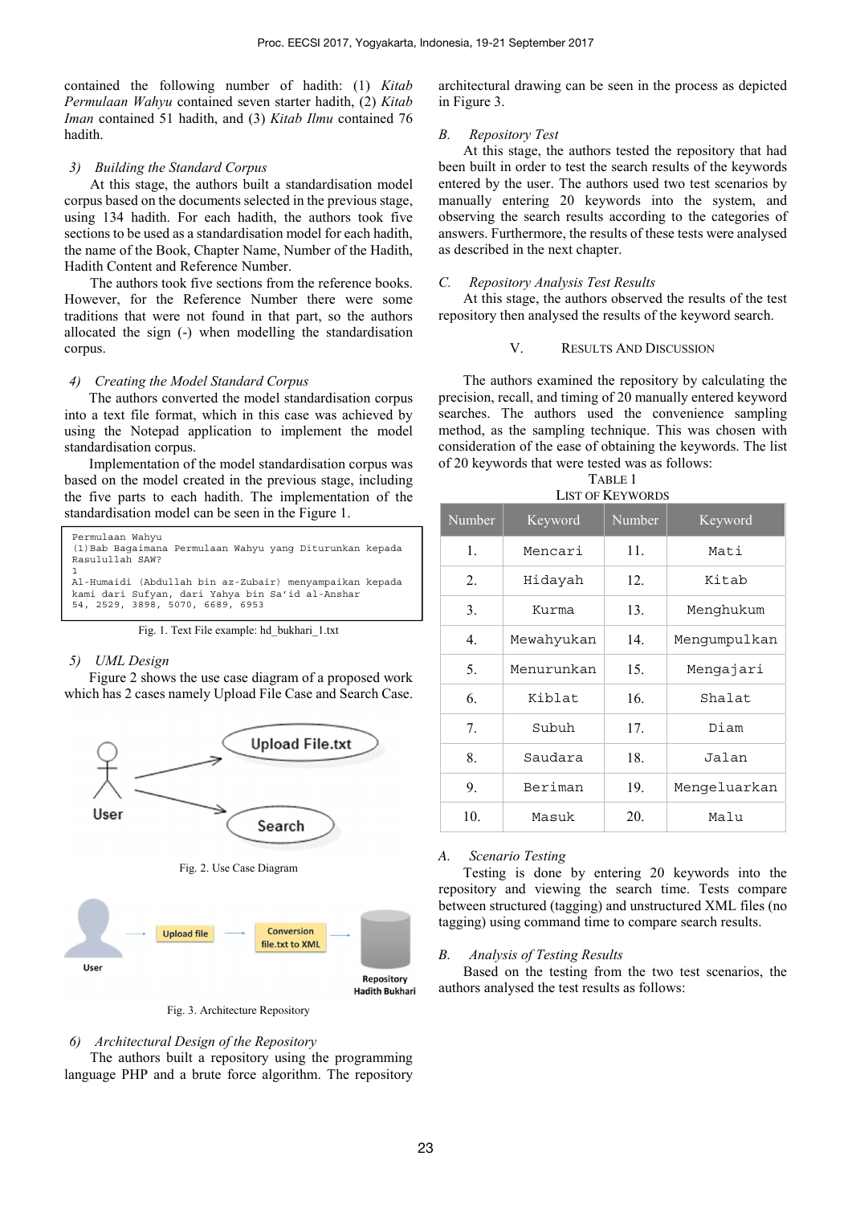contained the following number of hadith: (1) *Kitab Permulaan Wahyu* contained seven starter hadith, (2) *Kitab Iman* contained 51 hadith, and (3) *Kitab Ilmu* contained 76 hadith.

#### 3) Building the Standard Corpus

At this stage, the authors built a standardisation model corpus based on the documents selected in the previous stage, using 134 hadith. For each hadith, the authors took five sections to be used as a standardisation model for each hadith, the name of the Book, Chapter Name, Number of the Hadith, Hadith Content and Reference Number.

The authors took five sections from the reference books. However, for the Reference Number there were some traditions that were not found in that part, so the authors allocated the sign (-) when modelling the standardisation corpus.

#### 4) Creating the Model Standard Corpus

The authors converted the model standardisation corpus into a text file format, which in this case was achieved by using the Notepad application to implement the model standardisation corpus.

Implementation of the model standardisation corpus was based on the model created in the previous stage, including the five parts to each hadith. The implementation of the standardisation model can be seen in the Figure 1.

```
Permulaan Wahyu
(1)Bab Bagaimana Permulaan Wahyu yang Diturunkan kepada
Rasulullah SAW?
1
Al-Humaidi (Abdullah bin az-Zubair) menyampaikan kepada
kami dari Sufyan, dari Yahya bin Sa'id al-Anshar
54, 2529, 3898, 5070, 6689, 6953
```

Fig. 1. Text File example: hd_bukhari_1.txt

#### 5) UML Design

Figure 2 shows the use case diagram of a proposed work which has 2 cases namely Upload File Case and Search Case.

Fig. 2. Use Case Diagram

Fig. 3. Architecture Repository

#### 6) Architectural Design of the Repository

The authors built a repository using the programming language PHP and a brute force algorithm. The repository architectural drawing can be seen in the process as depicted in Figure 3.

### B. Repository Test

At this stage, the authors tested the repository that had been built in order to test the search results of the keywords entered by the user. The authors used two test scenarios by manually entering 20 keywords into the system, and observing the search results according to the categories of answers. Furthermore, the results of these tests were analysed as described in the next chapter.

### C. Repository Analysis Test Results

At this stage, the authors observed the results of the test repository then analysed the results of the keyword search.

## V. Results and Discussion

The authors examined the repository by calculating the precision, recall, and timing of 20 manually entered keyword searches. The authors used the convenience sampling method, as the sampling technique. This was chosen with consideration of the ease of obtaining the keywords. The list of 20 keywords that were tested was as follows:

TABLE 1
LIST OF KEYWORDS

| Number | Keyword | Number | Keyword |
|---|---|---|---|
| 1. | Mencari | 11. | Mati |
| 2. | Hidayah | 12. | Kitab |
| 3. | Kurma | 13. | Menghukum |
| 4. | Mewahyukan | 14. | Mengumpulkan |
| 5. | Menurunkan | 15. | Mengajari |
| 6. | Kiblat | 16. | Shalat |
| 7. | Subuh | 17. | Diam |
| 8. | Saudara | 18. | Jalan |
| 9. | Beriman | 19. | Mengeluarkan |
| 10. | Masuk | 20. | Malu |

### A. Scenario Testing

Testing is done by entering 20 keywords into the repository and viewing the search time. Tests compare between structured (tagging) and unstructured XML files (no tagging) using command time to compare search results.

### B. Analysis of Testing Results

Based on the testing from the two test scenarios, the authors analysed the test results as follows: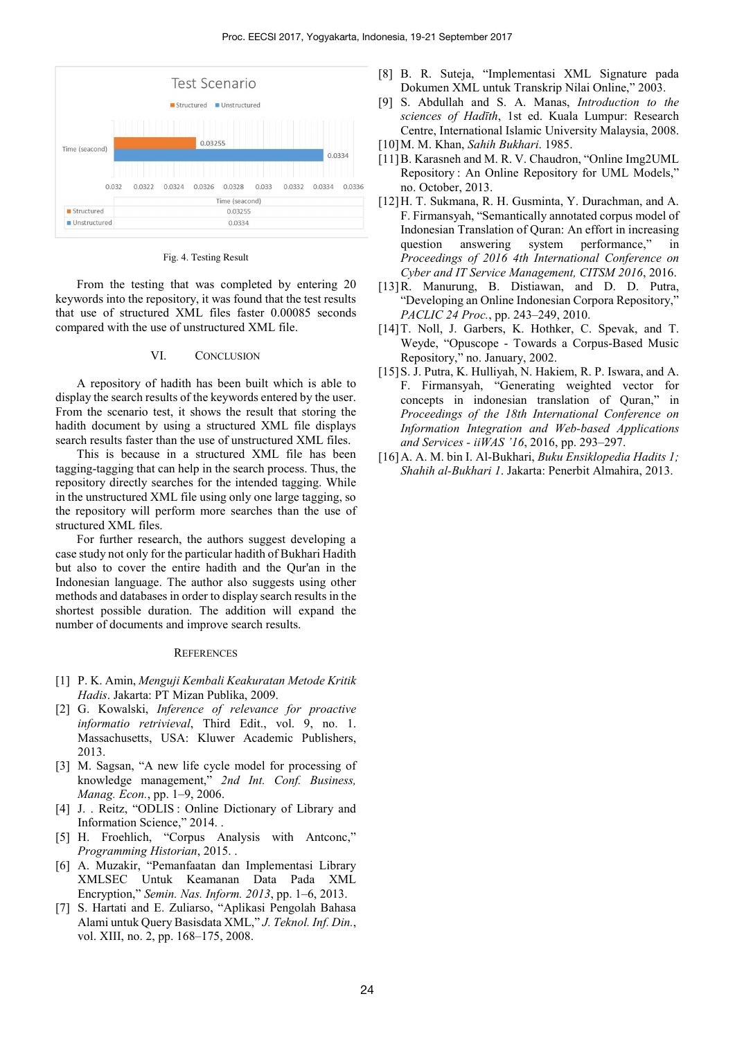Test Scenario

Structured  Unstructured

Time (seacond)

0.03255

0.0334

0.032 0.0322 0.0324 0.0326 0.0328 0.033 0.0332 0.0334 0.0336

Time (seacond)

Structured 0.03255

Unstructured 0.0334

Fig. 4. Testing Result

From the testing that was completed by entering 20 keywords into the repository, it was found that the test results that use of structured XML files faster 0.00085 seconds compared with the use of unstructured XML file.

## VI. Conclusion

A repository of hadith has been built which is able to display the search results of the keywords entered by the user. From the scenario test, it shows the result that storing the hadith document by using a structured XML file displays search results faster than the use of unstructured XML files.

This is because in a structured XML file has been tagging-tagging that can help in the search process. Thus, the repository directly searches for the intended tagging. While in the unstructured XML file using only one large tagging, so the repository will perform more searches than the use of structured XML files.

For further research, the authors suggest developing a case study not only for the particular hadith of Bukhari Hadith but also to cover the entire hadith and the Qur'an in the Indonesian language. The author also suggests using other methods and databases in order to display search results in the shortest possible duration. The addition will expand the number of documents and improve search results.

## References

[1] P. K. Amin, *Menguji Kembali Keakuratan Metode Kritik Hadis*. Jakarta: PT Mizan Publika, 2009.

[2] G. Kowalski, *Inference of relevance for proactive informatio retrivieval*, Third Edit., vol. 9, no. 1. Massachusetts, USA: Kluwer Academic Publishers, 2013.

[3] M. Sagsan, "A new life cycle model for processing of knowledge management," *2nd Int. Conf. Business, Manag. Econ.*, pp. 1–9, 2006.

[4] J. . Reitz, "ODLIS : Online Dictionary of Library and Information Science," 2014. .

[5] H. Froehlich, "Corpus Analysis with Antconc," *Programming Historian*, 2015. .

[6] A. Muzakir, "Pemanfaatan dan Implementasi Library XMLSEC Untuk Keamanan Data Pada XML Encryption," *Semin. Nas. Inform. 2013*, pp. 1–6, 2013.

[7] S. Hartati and E. Zuliarso, "Aplikasi Pengolah Bahasa Alami untuk Query Basisdata XML," *J. Teknol. Inf. Din.*, vol. XIII, no. 2, pp. 168–175, 2008.

[8] B. R. Suteja, "Implementasi XML Signature pada Dokumen XML untuk Transkrip Nilai Online," 2003.

[9] S. Abdullah and S. A. Manas, *Introduction to the sciences of Hadīth*, 1st ed. Kuala Lumpur: Research Centre, International Islamic University Malaysia, 2008.

[10] M. M. Khan, *Sahih Bukhari*. 1985.

[11] B. Karasneh and M. R. V. Chaudron, "Online Img2UML Repository : An Online Repository for UML Models," no. October, 2013.

[12] H. T. Sukmana, R. H. Gusminta, Y. Durachman, and A. F. Firmansyah, "Semantically annotated corpus model of Indonesian Translation of Quran: An effort in increasing question answering system performance," in *Proceedings of 2016 4th International Conference on Cyber and IT Service Management, CITSM 2016*, 2016.

[13] R. Manurung, B. Distiawan, and D. D. Putra, "Developing an Online Indonesian Corpora Repository," *PACLIC 24 Proc.*, pp. 243–249, 2010.

[14] T. Noll, J. Garbers, K. Hothker, C. Spevak, and T. Weyde, "Opuscope - Towards a Corpus-Based Music Repository," no. January, 2002.

[15] S. J. Putra, K. Hulliyah, N. Hakiem, R. P. Iswara, and A. F. Firmansyah, "Generating weighted vector for concepts in indonesian translation of Quran," in *Proceedings of the 18th International Conference on Information Integration and Web-based Applications and Services - iiWAS '16*, 2016, pp. 293–297.

[16] A. A. M. bin I. Al-Bukhari, *Buku Ensiklopedia Hadits 1; Shahih al-Bukhari 1*. Jakarta: Penerbit Almahira, 2013.